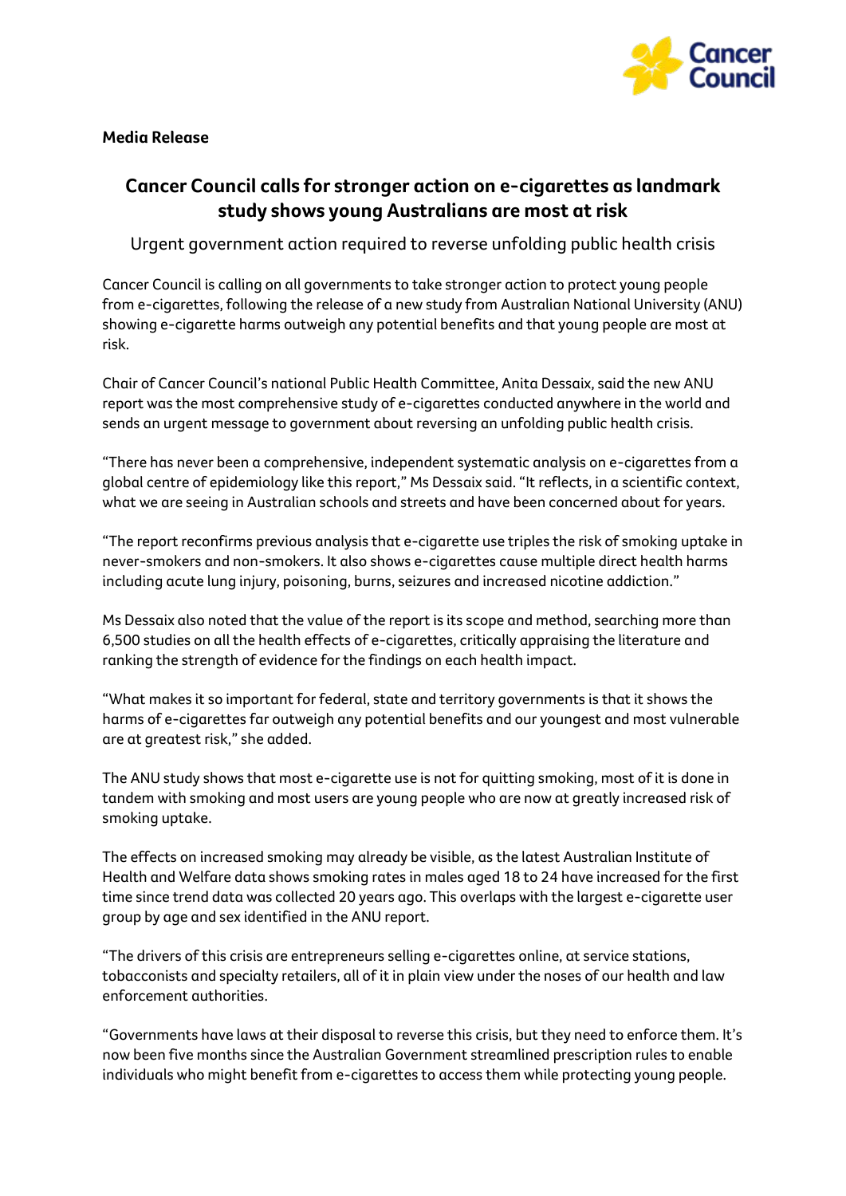**Media Release**

# Cancer Council calls for stronger action on e-cigarettes as landmark study shows young Australians are most at risk

Urgent government action required to reverse unfolding public health crisis

Cancer Council is calling on all governments to take stronger action to protect young people from e-cigarettes, following the release of a new study from Australian National University (ANU) showing e-cigarette harms outweigh any potential benefits and that young people are most at risk.

Chair of Cancer Council's national Public Health Committee, Anita Dessaix, said the new ANU report was the most comprehensive study of e-cigarettes conducted anywhere in the world and sends an urgent message to government about reversing an unfolding public health crisis.

"There has never been a comprehensive, independent systematic analysis on e-cigarettes from a global centre of epidemiology like this report," Ms Dessaix said. "It reflects, in a scientific context, what we are seeing in Australian schools and streets and have been concerned about for years.

"The report reconfirms previous analysis that e-cigarette use triples the risk of smoking uptake in never-smokers and non-smokers. It also shows e-cigarettes cause multiple direct health harms including acute lung injury, poisoning, burns, seizures and increased nicotine addiction."

Ms Dessaix also noted that the value of the report is its scope and method, searching more than 6,500 studies on all the health effects of e-cigarettes, critically appraising the literature and ranking the strength of evidence for the findings on each health impact.

"What makes it so important for federal, state and territory governments is that it shows the harms of e-cigarettes far outweigh any potential benefits and our youngest and most vulnerable are at greatest risk," she added.

The ANU study shows that most e-cigarette use is not for quitting smoking, most of it is done in tandem with smoking and most users are young people who are now at greatly increased risk of smoking uptake.

The effects on increased smoking may already be visible, as the latest Australian Institute of Health and Welfare data shows smoking rates in males aged 18 to 24 have increased for the first time since trend data was collected 20 years ago. This overlaps with the largest e-cigarette user group by age and sex identified in the ANU report.

"The drivers of this crisis are entrepreneurs selling e-cigarettes online, at service stations, tobacconists and specialty retailers, all of it in plain view under the noses of our health and law enforcement authorities.

"Governments have laws at their disposal to reverse this crisis, but they need to enforce them. It's now been five months since the Australian Government streamlined prescription rules to enable individuals who might benefit from e-cigarettes to access them while protecting young people.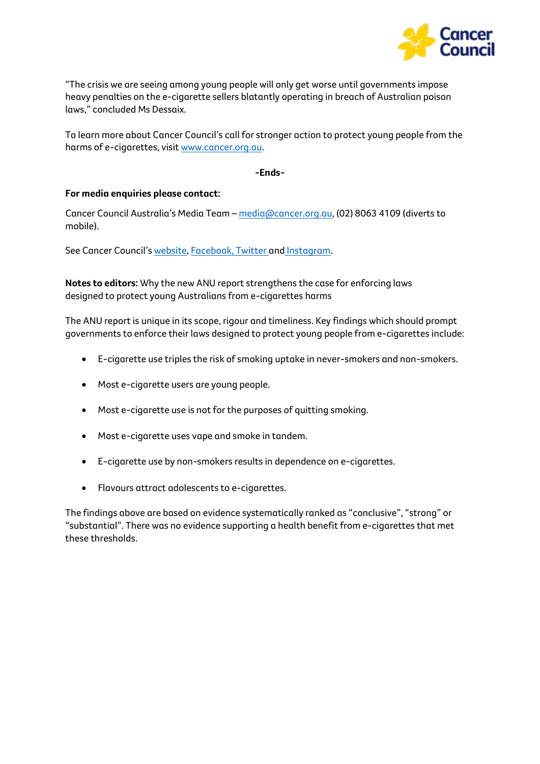"The crisis we are seeing among young people will only get worse until governments impose heavy penalties on the e-cigarette sellers blatantly operating in breach of Australian poison laws," concluded Ms Dessaix.

To learn more about Cancer Council's call for stronger action to protect young people from the harms of e-cigarettes, visit [www.cancer.org.au](www.cancer.org.au).

**-Ends-**

**For media enquiries please contact:**

Cancer Council Australia's Media Team – [media@cancer.org.au](mailto:media@cancer.org.au), (02) 8063 4109 (diverts to mobile).

See Cancer Council's website, Facebook, Twitter and Instagram.

**Notes to editors:** Why the new ANU report strengthens the case for enforcing laws designed to protect young Australians from e-cigarettes harms

The ANU report is unique in its scope, rigour and timeliness. Key findings which should prompt governments to enforce their laws designed to protect young people from e-cigarettes include:

- E-cigarette use triples the risk of smoking uptake in never-smokers and non-smokers.
- Most e-cigarette users are young people.
- Most e-cigarette use is not for the purposes of quitting smoking.
- Most e-cigarette uses vape and smoke in tandem.
- E-cigarette use by non-smokers results in dependence on e-cigarettes.
- Flavours attract adolescents to e-cigarettes.

The findings above are based on evidence systematically ranked as "conclusive", "strong" or "substantial". There was no evidence supporting a health benefit from e-cigarettes that met these thresholds.